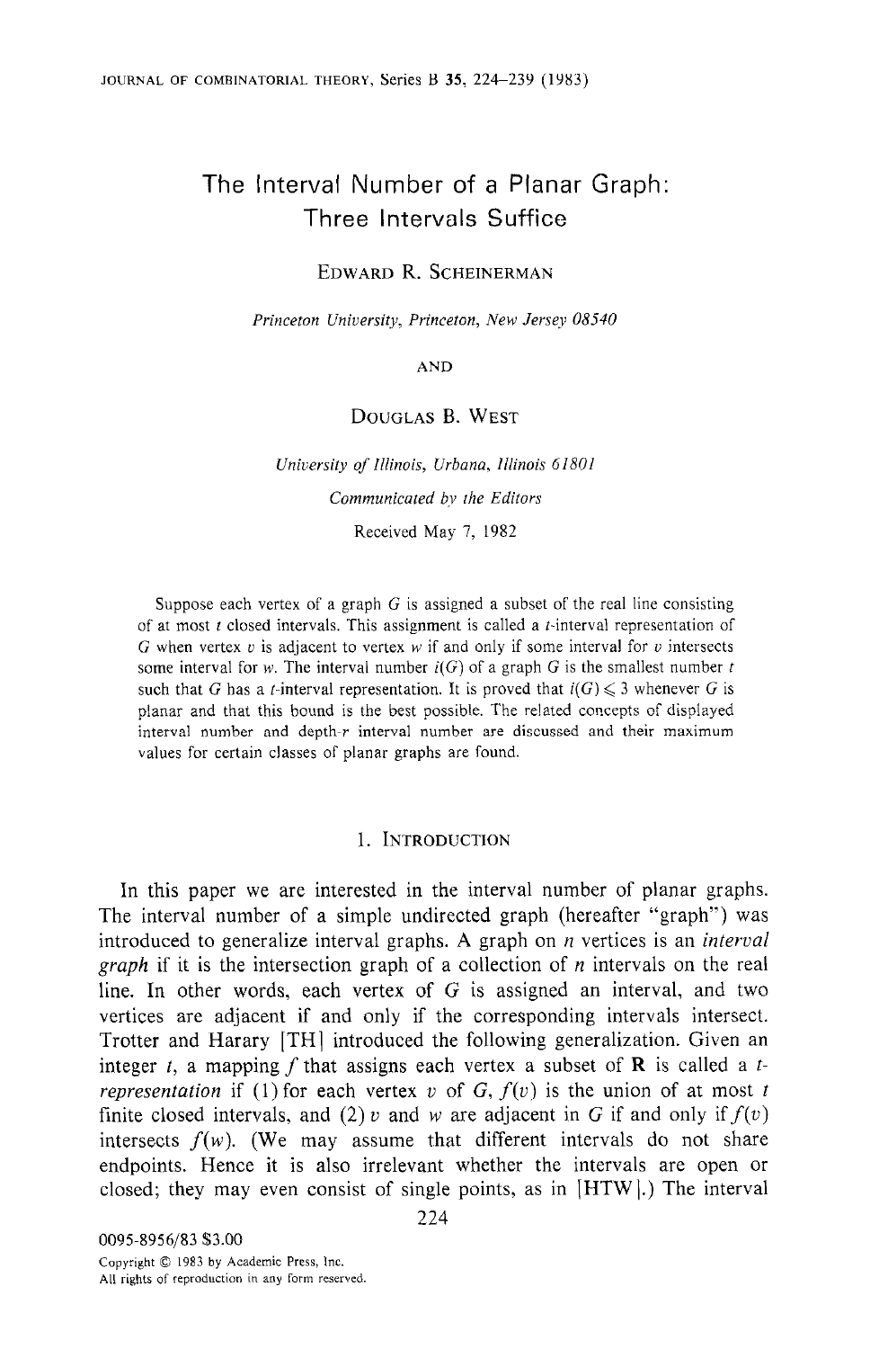# The Interval Number of a Planar Graph: Three Intervals Suffice

Edward R. Scheinerman

*Princeton University, Princeton, New Jersey 08540*

and

Douglas B. West

*University of Illinois, Urbana, Illinois 61801*

*Communicated by the Editors*

Received May 7, 1982

Suppose each vertex of a graph $G$ is assigned a subset of the real line consisting of at most $t$ closed intervals. This assignment is called a $t$-interval representation of $G$ when vertex $v$ is adjacent to vertex $w$ if and only if some interval for $v$ intersects some interval for $w$. The interval number $i(G)$ of a graph $G$ is the smallest number $t$ such that $G$ has a $t$-interval representation. It is proved that $i(G) \leqslant 3$ whenever $G$ is planar and that this bound is the best possible. The related concepts of displayed interval number and depth-$r$ interval number are discussed and their maximum values for certain classes of planar graphs are found.

## 1. Introduction

In this paper we are interested in the interval number of planar graphs. The interval number of a simple undirected graph (hereafter "graph") was introduced to generalize interval graphs. A graph on $n$ vertices is an *interval graph* if it is the intersection graph of a collection of $n$ intervals on the real line. In other words, each vertex of $G$ is assigned an interval, and two vertices are adjacent if and only if the corresponding intervals intersect. Trotter and Harary [TH] introduced the following generalization. Given an integer $t$, a mapping $f$ that assigns each vertex a subset of $\mathbf{R}$ is called a *$t$-representation* if (1) for each vertex $v$ of $G$, $f(v)$ is the union of at most $t$ finite closed intervals, and (2) $v$ and $w$ are adjacent in $G$ if and only if $f(v)$ intersects $f(w)$. (We may assume that different intervals do not share endpoints. Hence it is also irrelevant whether the intervals are open or closed; they may even consist of single points, as in [HTW].) The interval

0095-8956/83 $3.00

Copyright © 1983 by Academic Press, Inc.
All rights of reproduction in any form reserved.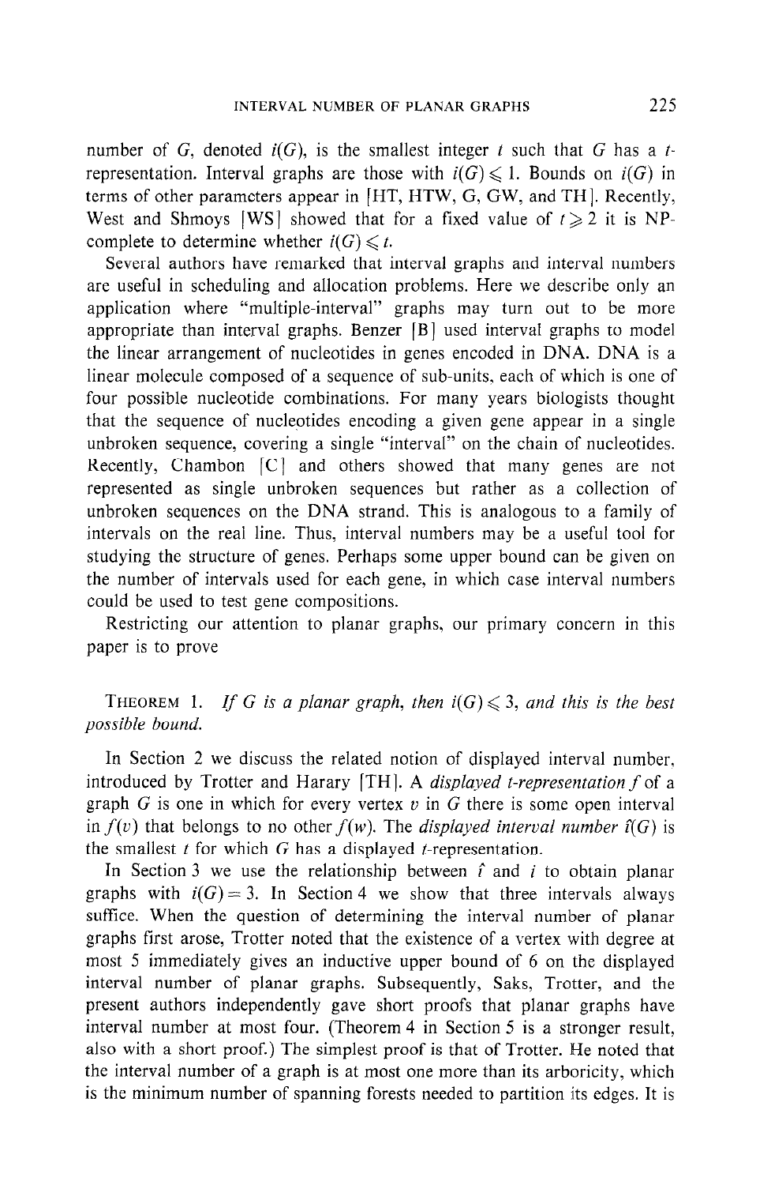number of $G$, denoted $i(G)$, is the smallest integer $t$ such that $G$ has a $t$-representation. Interval graphs are those with $i(G) \leqslant 1$. Bounds on $i(G)$ in terms of other parameters appear in [HT, HTW, G, GW, and TH]. Recently, West and Shmoys [WS] showed that for a fixed value of $t \geqslant 2$ it is NP-complete to determine whether $i(G) \leqslant t$.

Several authors have remarked that interval graphs and interval numbers are useful in scheduling and allocation problems. Here we describe only an application where "multiple-interval" graphs may turn out to be more appropriate than interval graphs. Benzer [B] used interval graphs to model the linear arrangement of nucleotides in genes encoded in DNA. DNA is a linear molecule composed of a sequence of sub-units, each of which is one of four possible nucleotide combinations. For many years biologists thought that the sequence of nucleotides encoding a given gene appear in a single unbroken sequence, covering a single "interval" on the chain of nucleotides. Recently, Chambon [C] and others showed that many genes are not represented as single unbroken sequences but rather as a collection of unbroken sequences on the DNA strand. This is analogous to a family of intervals on the real line. Thus, interval numbers may be a useful tool for studying the structure of genes. Perhaps some upper bound can be given on the number of intervals used for each gene, in which case interval numbers could be used to test gene compositions.

Restricting our attention to planar graphs, our primary concern in this paper is to prove

THEOREM 1. *If $G$ is a planar graph, then $i(G) \leqslant 3$, and this is the best possible bound.*

In Section 2 we discuss the related notion of displayed interval number, introduced by Trotter and Harary [TH]. A *displayed $t$-representation* $f$ of a graph $G$ is one in which for every vertex $v$ in $G$ there is some open interval in $f(v)$ that belongs to no other $f(w)$. The *displayed interval number* $\hat{\imath}(G)$ is the smallest $t$ for which $G$ has a displayed $t$-representation.

In Section 3 we use the relationship between $\hat{\imath}$ and $i$ to obtain planar graphs with $i(G) = 3$. In Section 4 we show that three intervals always suffice. When the question of determining the interval number of planar graphs first arose, Trotter noted that the existence of a vertex with degree at most 5 immediately gives an inductive upper bound of 6 on the displayed interval number of planar graphs. Subsequently, Saks, Trotter, and the present authors independently gave short proofs that planar graphs have interval number at most four. (Theorem 4 in Section 5 is a stronger result, also with a short proof.) The simplest proof is that of Trotter. He noted that the interval number of a graph is at most one more than its arboricity, which is the minimum number of spanning forests needed to partition its edges. It is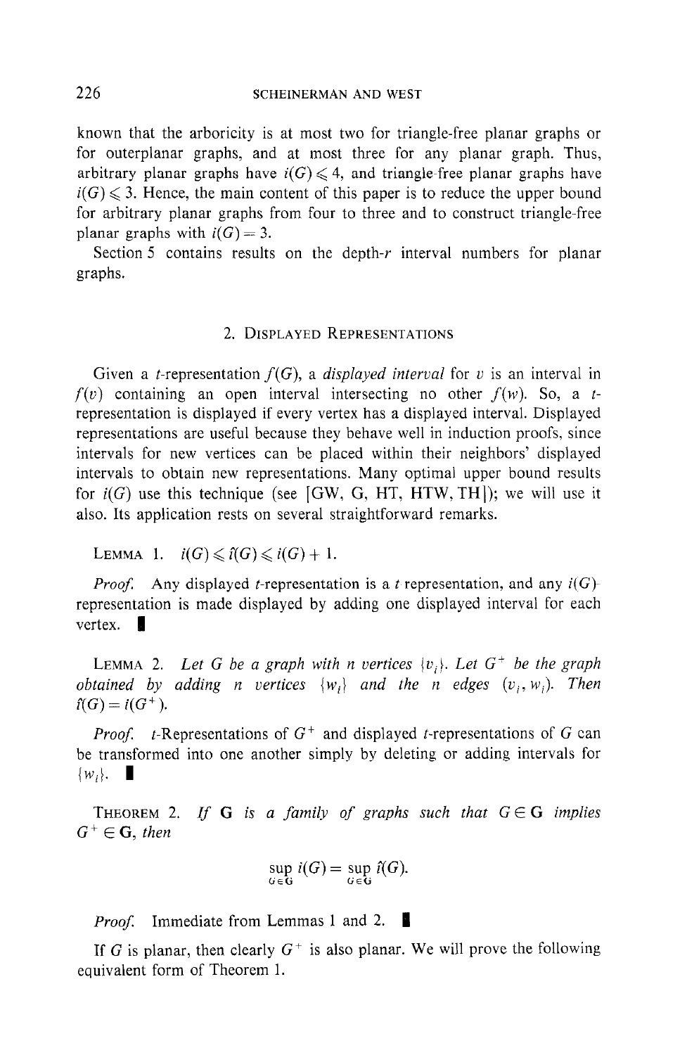known that the arboricity is at most two for triangle-free planar graphs or for outerplanar graphs, and at most three for any planar graph. Thus, arbitrary planar graphs have $i(G) \leqslant 4$, and triangle-free planar graphs have $i(G) \leqslant 3$. Hence, the main content of this paper is to reduce the upper bound for arbitrary planar graphs from four to three and to construct triangle-free planar graphs with $i(G) = 3$.

Section 5 contains results on the depth-$r$ interval numbers for planar graphs.

## 2. Displayed Representations

Given a $t$-representation $f(G)$, a *displayed interval* for $v$ is an interval in $f(v)$ containing an open interval intersecting no other $f(w)$. So, a $t$-representation is displayed if every vertex has a displayed interval. Displayed representations are useful because they behave well in induction proofs, since intervals for new vertices can be placed within their neighbors' displayed intervals to obtain new representations. Many optimal upper bound results for $i(G)$ use this technique (see [GW, G, HT, HTW, TH]); we will use it also. Its application rests on several straightforward remarks.

Lemma 1. $i(G) \leqslant \hat{i}(G) \leqslant i(G) + 1$.

*Proof.* Any displayed $t$-representation is a $t$ representation, and any $i(G)$-representation is made displayed by adding one displayed interval for each vertex. ∎

Lemma 2. *Let $G$ be a graph with $n$ vertices $\{v_i\}$. Let $G^+$ be the graph obtained by adding $n$ vertices $\{w_i\}$ and the $n$ edges $(v_i, w_i)$. Then $\hat{i}(G) = i(G^+)$.*

*Proof.* $t$-Representations of $G^+$ and displayed $t$-representations of $G$ can be transformed into one another simply by deleting or adding intervals for $\{w_i\}$. ∎

Theorem 2. *If $\mathbf{G}$ is a family of graphs such that $G \in \mathbf{G}$ implies $G^+ \in \mathbf{G}$, then*

$$\sup_{G \in \mathbf{G}} i(G) = \sup_{G \in \mathbf{G}} \hat{i}(G).$$

*Proof.* Immediate from Lemmas 1 and 2. ∎

If $G$ is planar, then clearly $G^+$ is also planar. We will prove the following equivalent form of Theorem 1.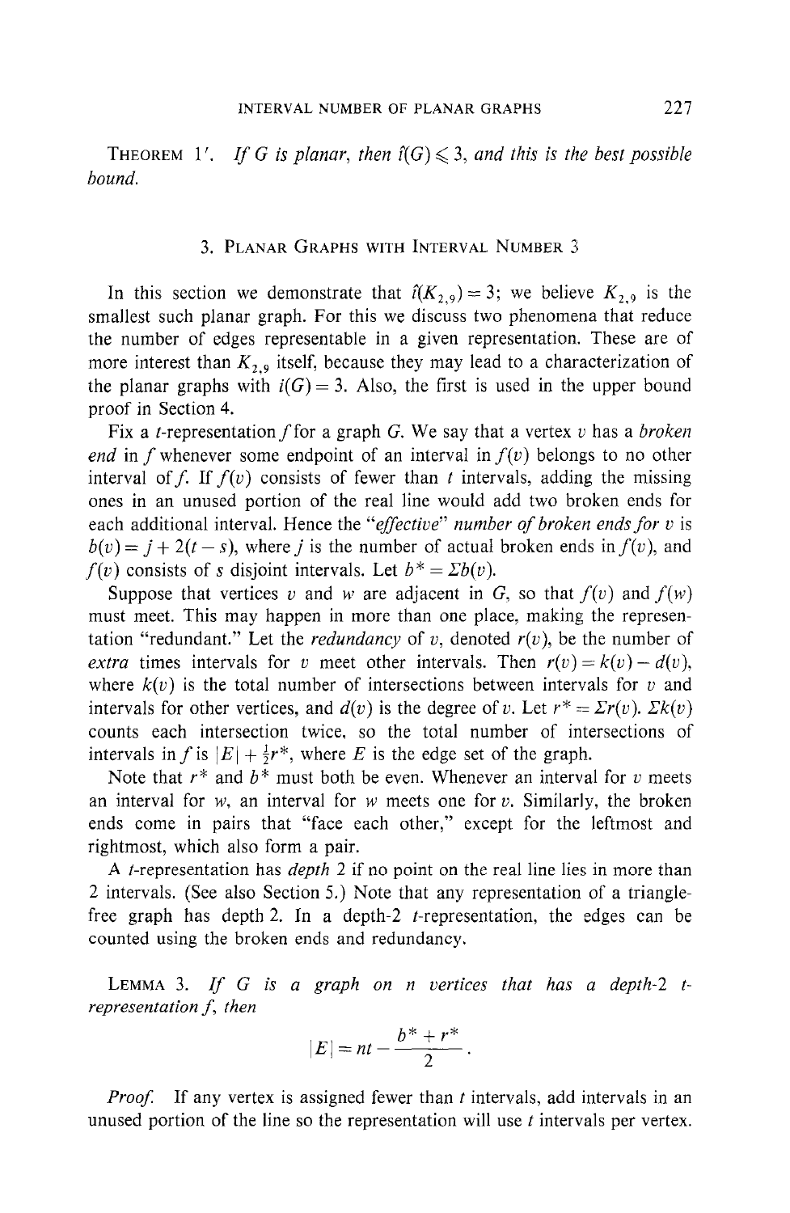**Theorem 1′.** *If $G$ is planar, then $\hat{\imath}(G) \leqslant 3$, and this is the best possible bound.*

## 3. Planar Graphs with Interval Number 3

In this section we demonstrate that $\hat{\imath}(K_{2,9}) = 3$; we believe $K_{2,9}$ is the smallest such planar graph. For this we discuss two phenomena that reduce the number of edges representable in a given representation. These are of more interest than $K_{2,9}$ itself, because they may lead to a characterization of the planar graphs with $i(G) = 3$. Also, the first is used in the upper bound proof in Section 4.

Fix a $t$-representation $f$ for a graph $G$. We say that a vertex $v$ has a *broken end* in $f$ whenever some endpoint of an interval in $f(v)$ belongs to no other interval of $f$. If $f(v)$ consists of fewer than $t$ intervals, adding the missing ones in an unused portion of the real line would add two broken ends for each additional interval. Hence the *"effective" number of broken ends for* $v$ is $b(v) = j + 2(t - s)$, where $j$ is the number of actual broken ends in $f(v)$, and $f(v)$ consists of $s$ disjoint intervals. Let $b^* = \Sigma b(v)$.

Suppose that vertices $v$ and $w$ are adjacent in $G$, so that $f(v)$ and $f(w)$ must meet. This may happen in more than one place, making the representation "redundant." Let the *redundancy* of $v$, denoted $r(v)$, be the number of *extra* times intervals for $v$ meet other intervals. Then $r(v) = k(v) - d(v)$, where $k(v)$ is the total number of intersections between intervals for $v$ and intervals for other vertices, and $d(v)$ is the degree of $v$. Let $r^* = \Sigma r(v)$. $\Sigma k(v)$ counts each intersection twice, so the total number of intersections of intervals in $f$ is $|E| + \frac{1}{2}r^*$, where $E$ is the edge set of the graph.

Note that $r^*$ and $b^*$ must both be even. Whenever an interval for $v$ meets an interval for $w$, an interval for $w$ meets one for $v$. Similarly, the broken ends come in pairs that "face each other," except for the leftmost and rightmost, which also form a pair.

A $t$-representation has *depth* 2 if no point on the real line lies in more than 2 intervals. (See also Section 5.) Note that any representation of a triangle-free graph has depth 2. In a depth-2 $t$-representation, the edges can be counted using the broken ends and redundancy.

**Lemma 3.** *If $G$ is a graph on $n$ vertices that has a depth-2 $t$-representation $f$, then*

$$|E| = nt - \frac{b^* + r^*}{2}.$$

*Proof.* If any vertex is assigned fewer than $t$ intervals, add intervals in an unused portion of the line so the representation will use $t$ intervals per vertex.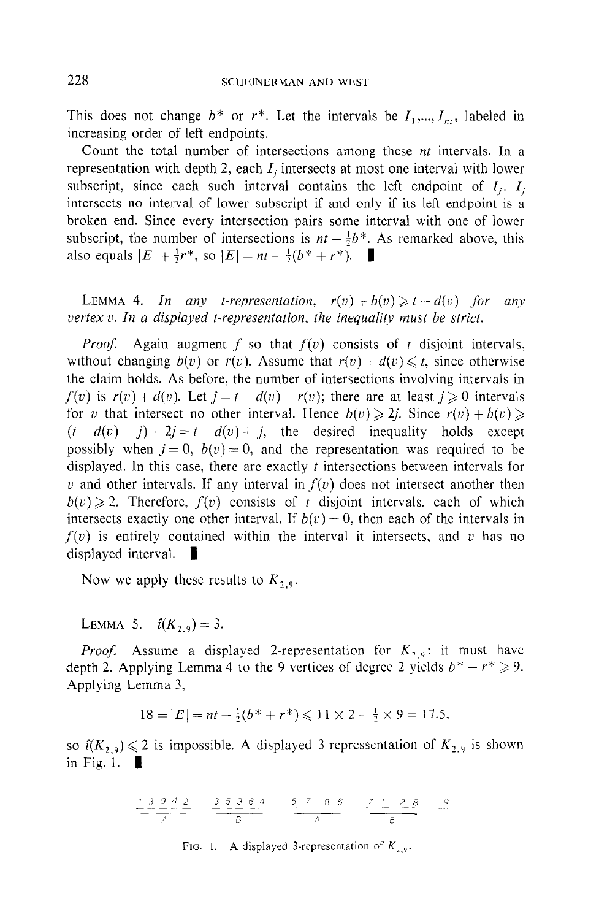This does not change $b^*$ or $r^*$. Let the intervals be $I_1, ..., I_{nt}$, labeled in increasing order of left endpoints.

Count the total number of intersections among these $nt$ intervals. In a representation with depth 2, each $I_j$ intersects at most one interval with lower subscript, since each such interval contains the left endpoint of $I_j$. $I_j$ intersects no interval of lower subscript if and only if its left endpoint is a broken end. Since every intersection pairs some interval with one of lower subscript, the number of intersections is $nt - \frac{1}{2}b^*$. As remarked above, this also equals $|E| + \frac{1}{2}r^*$, so $|E| = nt - \frac{1}{2}(b^* + r^*)$. ∎

LEMMA 4. *In any t-representation, $r(v) + b(v) \geqslant t - d(v)$ for any vertex v. In a displayed t-representation, the inequality must be strict.*

*Proof.* Again augment $f$ so that $f(v)$ consists of $t$ disjoint intervals, without changing $b(v)$ or $r(v)$. Assume that $r(v) + d(v) \leqslant t$, since otherwise the claim holds. As before, the number of intersections involving intervals in $f(v)$ is $r(v) + d(v)$. Let $j = t - d(v) - r(v)$; there are at least $j \geqslant 0$ intervals for $v$ that intersect no other interval. Hence $b(v) \geqslant 2j$. Since $r(v) + b(v) \geqslant (t - d(v) - j) + 2j = t - d(v) + j$, the desired inequality holds except possibly when $j = 0$, $b(v) = 0$, and the representation was required to be displayed. In this case, there are exactly $t$ intersections between intervals for $v$ and other intervals. If any interval in $f(v)$ does not intersect another then $b(v) \geqslant 2$. Therefore, $f(v)$ consists of $t$ disjoint intervals, each of which intersects exactly one other interval. If $b(v) = 0$, then each of the intervals in $f(v)$ is entirely contained within the interval it intersects, and $v$ has no displayed interval. ∎

Now we apply these results to $K_{2,9}$.

LEMMA 5. $\hat{t}(K_{2,9}) = 3$.

*Proof.* Assume a displayed 2-representation for $K_{2,9}$; it must have depth 2. Applying Lemma 4 to the 9 vertices of degree 2 yields $b^* + r^* \geqslant 9$. Applying Lemma 3,

$$18 = |E| = nt - \tfrac{1}{2}(b^* + r^*) \leqslant 11 \times 2 - \tfrac{1}{2} \times 9 = 17.5,$$

so $\hat{t}(K_{2,9}) \leqslant 2$ is impossible. A displayed 3-repressentation of $K_{2,9}$ is shown in Fig. 1. ∎

FIG. 1. A displayed 3-representation of $K_{2,9}$.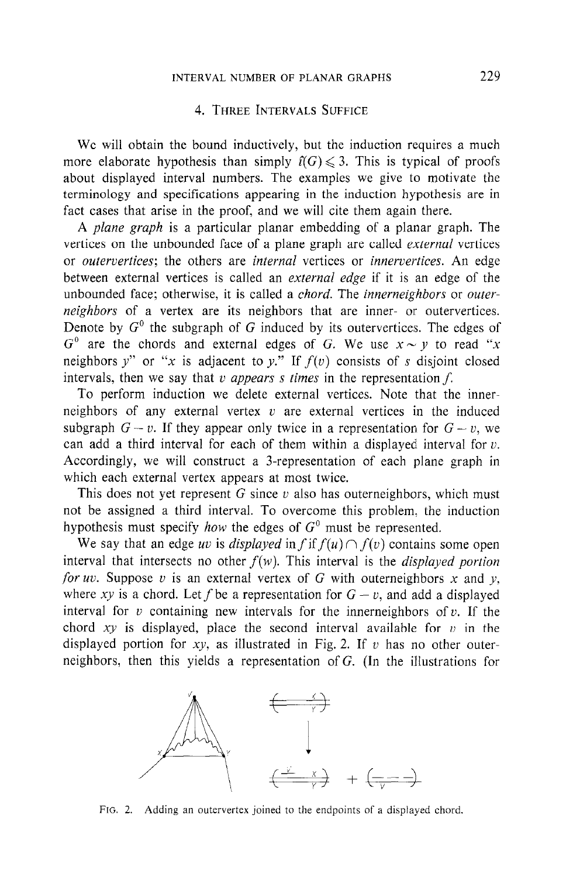## 4. Three Intervals Suffice

We will obtain the bound inductively, but the induction requires a much more elaborate hypothesis than simply $\hat{\imath}(G) \leqslant 3$. This is typical of proofs about displayed interval numbers. The examples we give to motivate the terminology and specifications appearing in the induction hypothesis are in fact cases that arise in the proof, and we will cite them again there.

A *plane graph* is a particular planar embedding of a planar graph. The vertices on the unbounded face of a plane graph are called *external* vertices or *outervertices*; the others are *internal* vertices or *innervertices*. An edge between external vertices is called an *external edge* if it is an edge of the unbounded face; otherwise, it is called a *chord*. The *innerneighbors* or *outerneighbors* of a vertex are its neighbors that are inner- or outervertices. Denote by $G^0$ the subgraph of $G$ induced by its outervertices. The edges of $G^0$ are the chords and external edges of $G$. We use $x \sim y$ to read "$x$ neighbors $y$" or "$x$ is adjacent to $y$." If $f(v)$ consists of $s$ disjoint closed intervals, then we say that $v$ *appears s times* in the representation $f$.

To perform induction we delete external vertices. Note that the innerneighbors of any external vertex $v$ are external vertices in the induced subgraph $G - v$. If they appear only twice in a representation for $G - v$, we can add a third interval for each of them within a displayed interval for $v$. Accordingly, we will construct a 3-representation of each plane graph in which each external vertex appears at most twice.

This does not yet represent $G$ since $v$ also has outerneighbors, which must not be assigned a third interval. To overcome this problem, the induction hypothesis must specify *how* the edges of $G^0$ must be represented.

We say that an edge $uv$ is *displayed* in $f$ if $f(u) \cap f(v)$ contains some open interval that intersects no other $f(w)$. This interval is the *displayed portion for uv*. Suppose $v$ is an external vertex of $G$ with outerneighbors $x$ and $y$, where $xy$ is a chord. Let $f$ be a representation for $G - v$, and add a displayed interval for $v$ containing new intervals for the innerneighbors of $v$. If the chord $xy$ is displayed, place the second interval available for $v$ in the displayed portion for $xy$, as illustrated in Fig. 2. If $v$ has no other outerneighbors, then this yields a representation of $G$. (In the illustrations for

Fig. 2. Adding an outervertex joined to the endpoints of a displayed chord.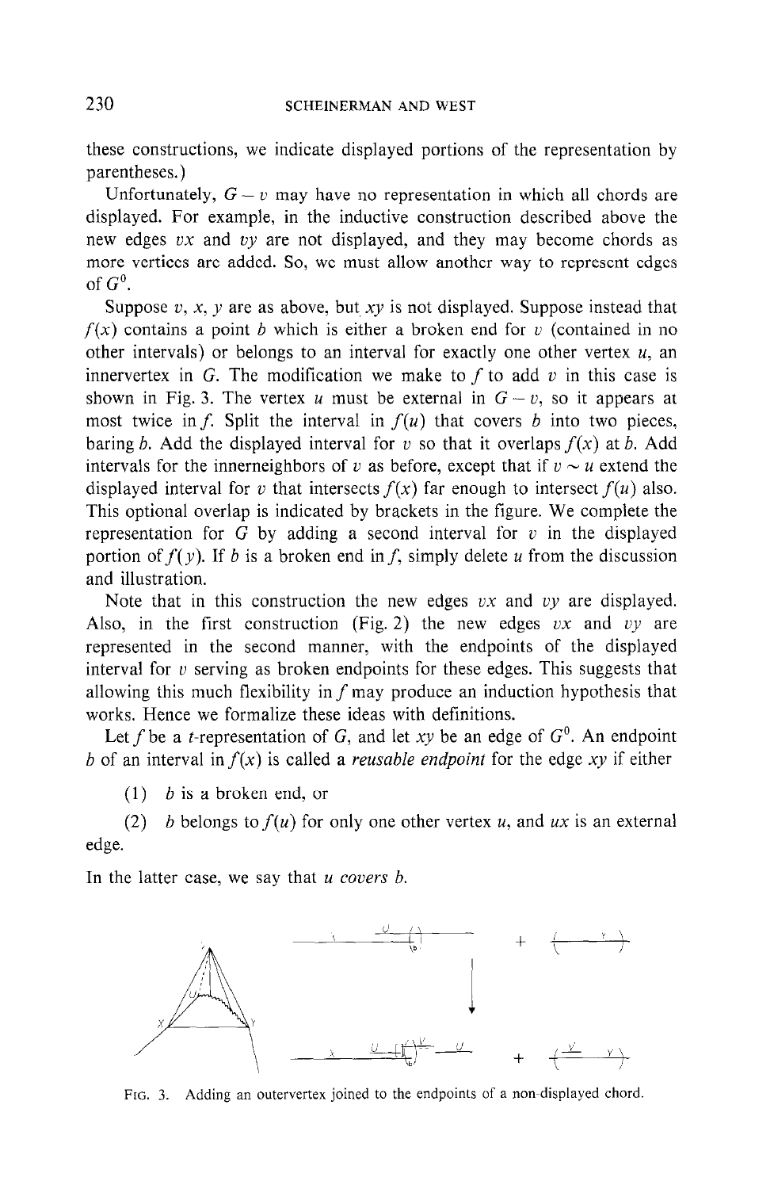these constructions, we indicate displayed portions of the representation by parentheses.)

Unfortunately, $G - v$ may have no representation in which all chords are displayed. For example, in the inductive construction described above the new edges $vx$ and $vy$ are not displayed, and they may become chords as more vertices are added. So, we must allow another way to represent edges of $G^0$.

Suppose $v$, $x$, $y$ are as above, but $xy$ is not displayed. Suppose instead that $f(x)$ contains a point $b$ which is either a broken end for $v$ (contained in no other intervals) or belongs to an interval for exactly one other vertex $u$, an innervertex in $G$. The modification we make to $f$ to add $v$ in this case is shown in Fig. 3. The vertex $u$ must be external in $G - v$, so it appears at most twice in $f$. Split the interval in $f(u)$ that covers $b$ into two pieces, baring $b$. Add the displayed interval for $v$ so that it overlaps $f(x)$ at $b$. Add intervals for the innerneighbors of $v$ as before, except that if $v \sim u$ extend the displayed interval for $v$ that intersects $f(x)$ far enough to intersect $f(u)$ also. This optional overlap is indicated by brackets in the figure. We complete the representation for $G$ by adding a second interval for $v$ in the displayed portion of $f(y)$. If $b$ is a broken end in $f$, simply delete $u$ from the discussion and illustration.

Note that in this construction the new edges $vx$ and $vy$ are displayed. Also, in the first construction (Fig. 2) the new edges $vx$ and $vy$ are represented in the second manner, with the endpoints of the displayed interval for $v$ serving as broken endpoints for these edges. This suggests that allowing this much flexibility in $f$ may produce an induction hypothesis that works. Hence we formalize these ideas with definitions.

Let $f$ be a $t$-representation of $G$, and let $xy$ be an edge of $G^0$. An endpoint $b$ of an interval in $f(x)$ is called a *reusable endpoint* for the edge $xy$ if either

(1) $b$ is a broken end, or

(2) $b$ belongs to $f(u)$ for only one other vertex $u$, and $ux$ is an external edge.

In the latter case, we say that $u$ *covers* $b$.

FIG. 3. Adding an outervertex joined to the endpoints of a non-displayed chord.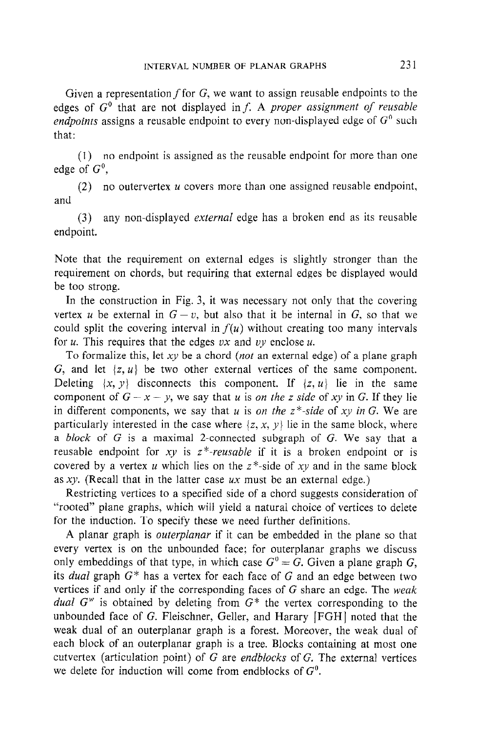Given a representation $f$ for $G$, we want to assign reusable endpoints to the edges of $G^0$ that are not displayed in $f$. A *proper assignment of reusable endpoints* assigns a reusable endpoint to every non-displayed edge of $G^0$ such that:

(1) no endpoint is assigned as the reusable endpoint for more than one edge of $G^0$,

(2) no outervertex $u$ covers more than one assigned reusable endpoint, and

(3) any non-displayed *external* edge has a broken end as its reusable endpoint.

Note that the requirement on external edges is slightly stronger than the requirement on chords, but requiring that external edges be displayed would be too strong.

In the construction in Fig. 3, it was necessary not only that the covering vertex $u$ be external in $G - v$, but also that it be internal in $G$, so that we could split the covering interval in $f(u)$ without creating too many intervals for $u$. This requires that the edges $vx$ and $vy$ enclose $u$.

To formalize this, let $xy$ be a chord (*not* an external edge) of a plane graph $G$, and let $\{z, u\}$ be two other external vertices of the same component. Deleting $\{x, y\}$ disconnects this component. If $\{z, u\}$ lie in the same component of $G - x - y$, we say that $u$ is *on the $z$ side* of $xy$ in $G$. If they lie in different components, we say that $u$ is *on the $z^*$-side* of $xy$ *in* $G$. We are particularly interested in the case where $\{z, x, y\}$ lie in the same block, where a *block* of $G$ is a maximal 2-connected subgraph of $G$. We say that a reusable endpoint for $xy$ is *$z^*$-reusable* if it is a broken endpoint or is covered by a vertex $u$ which lies on the $z^*$-side of $xy$ and in the same block as $xy$. (Recall that in the latter case $ux$ must be an external edge.)

Restricting vertices to a specified side of a chord suggests consideration of "rooted" plane graphs, which will yield a natural choice of vertices to delete for the induction. To specify these we need further definitions.

A planar graph is *outerplanar* if it can be embedded in the plane so that every vertex is on the unbounded face; for outerplanar graphs we discuss only embeddings of that type, in which case $G^0 = G$. Given a plane graph $G$, its *dual* graph $G^*$ has a vertex for each face of $G$ and an edge between two vertices if and only if the corresponding faces of $G$ share an edge. The *weak dual* $G^w$ is obtained by deleting from $G^*$ the vertex corresponding to the unbounded face of $G$. Fleischner, Geller, and Harary [FGH] noted that the weak dual of an outerplanar graph is a forest. Moreover, the weak dual of each block of an outerplanar graph is a tree. Blocks containing at most one cutvertex (articulation point) of $G$ are *endblocks* of $G$. The external vertices we delete for induction will come from endblocks of $G^0$.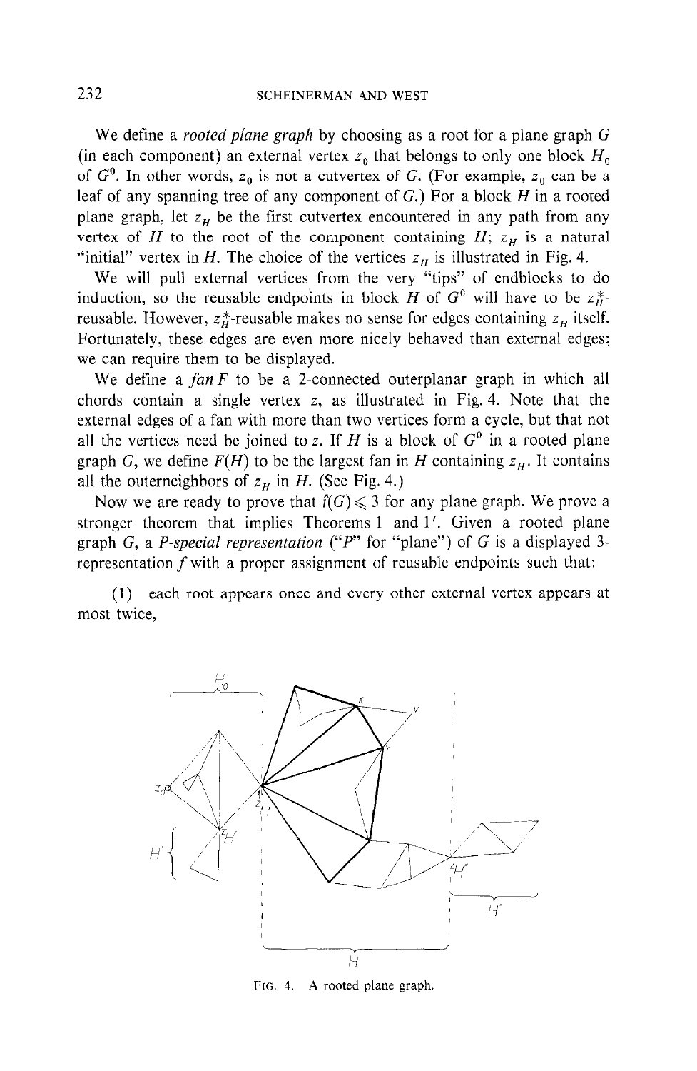We define a *rooted plane graph* by choosing as a root for a plane graph $G$ (in each component) an external vertex $z_0$ that belongs to only one block $H_0$ of $G^0$. In other words, $z_0$ is not a cutvertex of $G$. (For example, $z_0$ can be a leaf of any spanning tree of any component of $G$.) For a block $H$ in a rooted plane graph, let $z_H$ be the first cutvertex encountered in any path from any vertex of $H$ to the root of the component containing $H$; $z_H$ is a natural "initial" vertex in $H$. The choice of the vertices $z_H$ is illustrated in Fig. 4.

We will pull external vertices from the very "tips" of endblocks to do induction, so the reusable endpoints in block $H$ of $G^0$ will have to be $z_H^*$-reusable. However, $z_H^*$-reusable makes no sense for edges containing $z_H$ itself. Fortunately, these edges are even more nicely behaved than external edges; we can require them to be displayed.

We define a *fan* $F$ to be a 2-connected outerplanar graph in which all chords contain a single vertex $z$, as illustrated in Fig. 4. Note that the external edges of a fan with more than two vertices form a cycle, but that not all the vertices need be joined to $z$. If $H$ is a block of $G^0$ in a rooted plane graph $G$, we define $F(H)$ to be the largest fan in $H$ containing $z_H$. It contains all the outerneighbors of $z_H$ in $H$. (See Fig. 4.)

Now we are ready to prove that $\hat{t}(G) \leqslant 3$ for any plane graph. We prove a stronger theorem that implies Theorems 1 and 1′. Given a rooted plane graph $G$, a *P-special representation* ("$P$" for "plane") of $G$ is a displayed 3-representation $f$ with a proper assignment of reusable endpoints such that:

(1) each root appears once and every other external vertex appears at most twice,

FIG. 4. A rooted plane graph.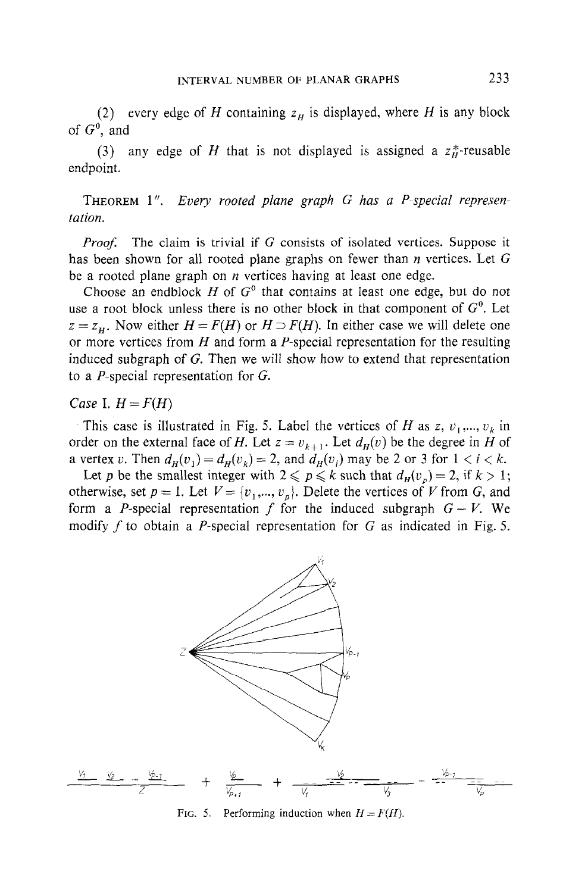(2) every edge of $H$ containing $z_H$ is displayed, where $H$ is any block of $G^0$, and

(3) any edge of $H$ that is not displayed is assigned a $z_H^*$-reusable endpoint.

THEOREM 1″. *Every rooted plane graph $G$ has a P-special representation.*

*Proof.* The claim is trivial if $G$ consists of isolated vertices. Suppose it has been shown for all rooted plane graphs on fewer than $n$ vertices. Let $G$ be a rooted plane graph on $n$ vertices having at least one edge.

Choose an endblock $H$ of $G^0$ that contains at least one edge, but do not use a root block unless there is no other block in that component of $G^0$. Let $z = z_H$. Now either $H = F(H)$ or $H \supset F(H)$. In either case we will delete one or more vertices from $H$ and form a $P$-special representation for the resulting induced subgraph of $G$. Then we will show how to extend that representation to a $P$-special representation for $G$.

*Case* I. $H = F(H)$

This case is illustrated in Fig. 5. Label the vertices of $H$ as $z, v_1, ..., v_k$ in order on the external face of $H$. Let $z = v_{k+1}$. Let $d_H(v)$ be the degree in $H$ of a vertex $v$. Then $d_H(v_1) = d_H(v_k) = 2$, and $d_H(v_i)$ may be 2 or 3 for $1 < i < k$.

Let $p$ be the smallest integer with $2 \leqslant p \leqslant k$ such that $d_H(v_p) = 2$, if $k > 1$; otherwise, set $p = 1$. Let $V = \{v_1, ..., v_p\}$. Delete the vertices of $V$ from $G$, and form a $P$-special representation $f$ for the induced subgraph $G - V$. We modify $f$ to obtain a $P$-special representation for $G$ as indicated in Fig. 5.

FIG. 5. Performing induction when $H = F(H)$.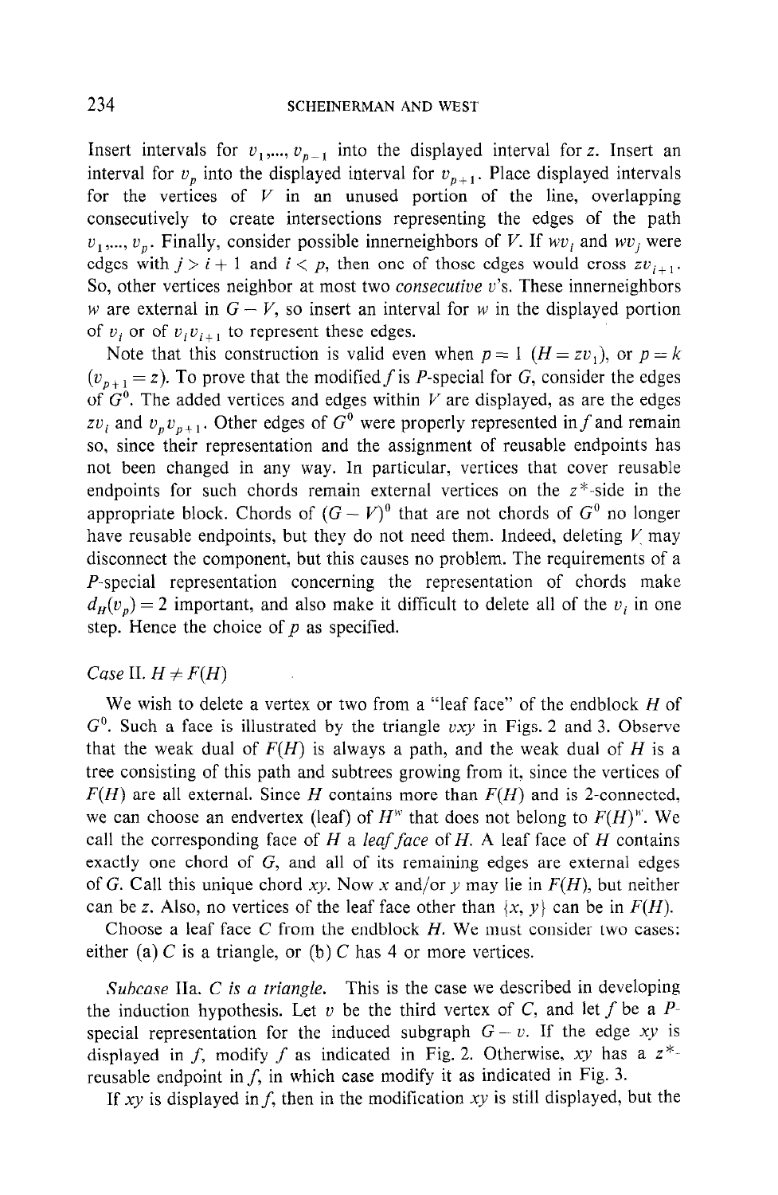Insert intervals for $v_1,..., v_{p-1}$ into the displayed interval for $z$. Insert an interval for $v_p$ into the displayed interval for $v_{p+1}$. Place displayed intervals for the vertices of $V$ in an unused portion of the line, overlapping consecutively to create intersections representing the edges of the path $v_1,..., v_p$. Finally, consider possible innerneighbors of $V$. If $wv_i$ and $wv_j$ were edges with $j > i+1$ and $i < p$, then one of those edges would cross $zv_{i+1}$. So, other vertices neighbor at most two *consecutive* $v$'s. These innerneighbors $w$ are external in $G - V$, so insert an interval for $w$ in the displayed portion of $v_i$ or of $v_i v_{i+1}$ to represent these edges.

Note that this construction is valid even when $p = 1$ ($H = zv_1$), or $p = k$ ($v_{p+1} = z$). To prove that the modified $f$ is $P$-special for $G$, consider the edges of $G^0$. The added vertices and edges within $V$ are displayed, as are the edges $zv_i$ and $v_p v_{p+1}$. Other edges of $G^0$ were properly represented in $f$ and remain so, since their representation and the assignment of reusable endpoints has not been changed in any way. In particular, vertices that cover reusable endpoints for such chords remain external vertices on the $z^*$-side in the appropriate block. Chords of $(G - V)^0$ that are not chords of $G^0$ no longer have reusable endpoints, but they do not need them. Indeed, deleting $V$ may disconnect the component, but this causes no problem. The requirements of a $P$-special representation concerning the representation of chords make $d_H(v_p) = 2$ important, and also make it difficult to delete all of the $v_i$ in one step. Hence the choice of $p$ as specified.

*Case* II. $H \neq F(H)$

We wish to delete a vertex or two from a "leaf face" of the endblock $H$ of $G^0$. Such a face is illustrated by the triangle $vxy$ in Figs. 2 and 3. Observe that the weak dual of $F(H)$ is always a path, and the weak dual of $H$ is a tree consisting of this path and subtrees growing from it, since the vertices of $F(H)$ are all external. Since $H$ contains more than $F(H)$ and is 2-connected, we can choose an endvertex (leaf) of $H^w$ that does not belong to $F(H)^w$. We call the corresponding face of $H$ a *leaf face* of $H$. A leaf face of $H$ contains exactly one chord of $G$, and all of its remaining edges are external edges of $G$. Call this unique chord $xy$. Now $x$ and/or $y$ may lie in $F(H)$, but neither can be $z$. Also, no vertices of the leaf face other than $\{x, y\}$ can be in $F(H)$.

Choose a leaf face $C$ from the endblock $H$. We must consider two cases: either (a) $C$ is a triangle, or (b) $C$ has 4 or more vertices.

*Subcase* IIa. *$C$ is a triangle.* This is the case we described in developing the induction hypothesis. Let $v$ be the third vertex of $C$, and let $f$ be a $P$-special representation for the induced subgraph $G - v$. If the edge $xy$ is displayed in $f$, modify $f$ as indicated in Fig. 2. Otherwise, $xy$ has a $z^*$-reusable endpoint in $f$, in which case modify it as indicated in Fig. 3.

If $xy$ is displayed in $f$, then in the modification $xy$ is still displayed, but the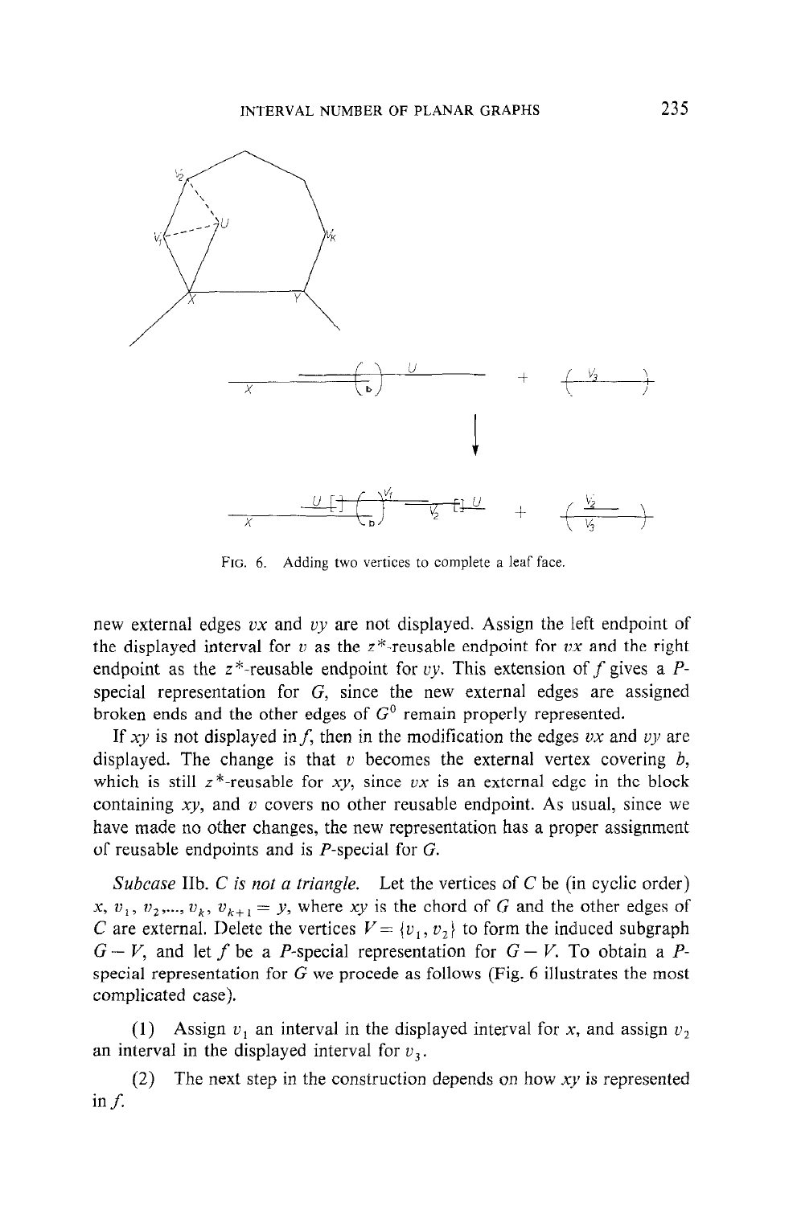FIG. 6. Adding two vertices to complete a leaf face.

new external edges $vx$ and $vy$ are not displayed. Assign the left endpoint of the displayed interval for $v$ as the $z^*$-reusable endpoint for $vx$ and the right endpoint as the $z^*$-reusable endpoint for $vy$. This extension of $f$ gives a $P$-special representation for $G$, since the new external edges are assigned broken ends and the other edges of $G^0$ remain properly represented.

If $xy$ is not displayed in $f$, then in the modification the edges $vx$ and $vy$ are displayed. The change is that $v$ becomes the external vertex covering $b$, which is still $z^*$-reusable for $xy$, since $vx$ is an external edge in the block containing $xy$, and $v$ covers no other reusable endpoint. As usual, since we have made no other changes, the new representation has a proper assignment of reusable endpoints and is $P$-special for $G$.

*Subcase* IIb. *C is not a triangle.* Let the vertices of $C$ be (in cyclic order) $x$, $v_1$, $v_2$,..., $v_k$, $v_{k+1} = y$, where $xy$ is the chord of $G$ and the other edges of $C$ are external. Delete the vertices $V = \{v_1, v_2\}$ to form the induced subgraph $G - V$, and let $f$ be a $P$-special representation for $G - V$. To obtain a $P$-special representation for $G$ we procede as follows (Fig. 6 illustrates the most complicated case).

(1) Assign $v_1$ an interval in the displayed interval for $x$, and assign $v_2$ an interval in the displayed interval for $v_3$.

(2) The next step in the construction depends on how $xy$ is represented in $f$.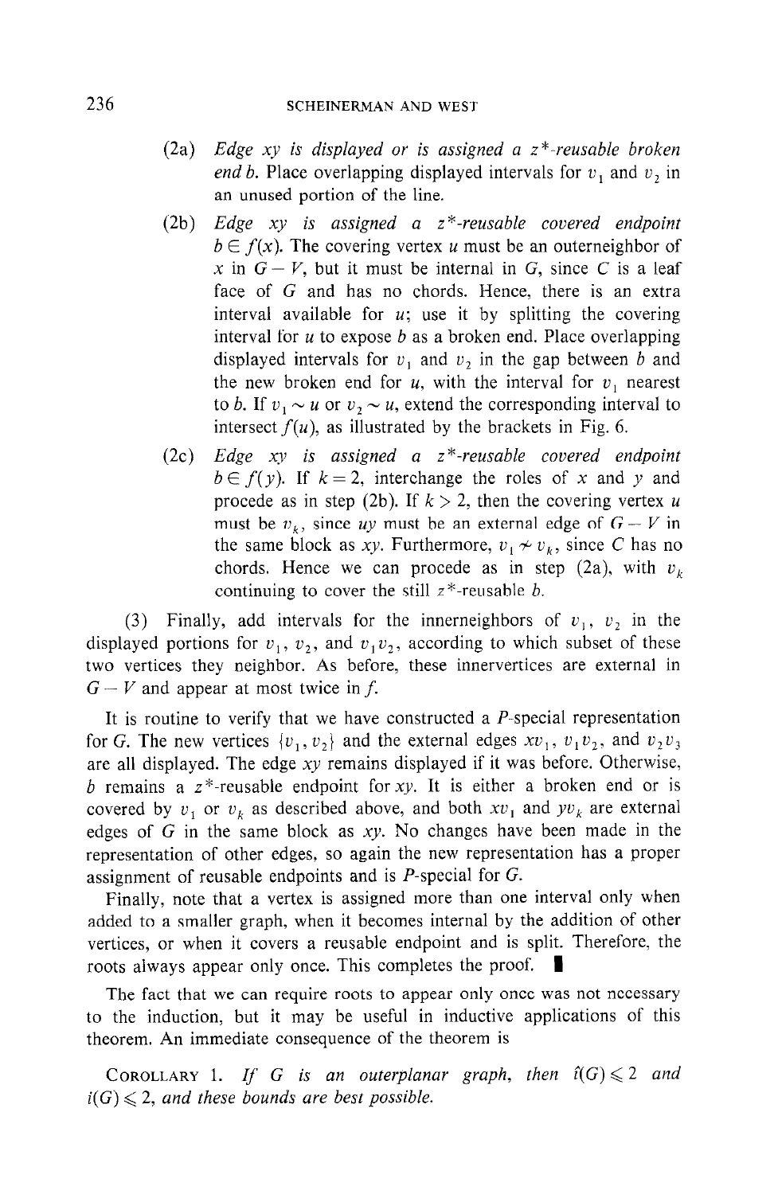(2a) *Edge xy is displayed or is assigned a $z^*$-reusable broken end b.* Place overlapping displayed intervals for $v_1$ and $v_2$ in an unused portion of the line.

(2b) *Edge xy is assigned a $z^*$-reusable covered endpoint $b \in f(x)$.* The covering vertex $u$ must be an outerneighbor of $x$ in $G - V$, but it must be internal in $G$, since $C$ is a leaf face of $G$ and has no chords. Hence, there is an extra interval available for $u$; use it by splitting the covering interval for $u$ to expose $b$ as a broken end. Place overlapping displayed intervals for $v_1$ and $v_2$ in the gap between $b$ and the new broken end for $u$, with the interval for $v_1$ nearest to $b$. If $v_1 \sim u$ or $v_2 \sim u$, extend the corresponding interval to intersect $f(u)$, as illustrated by the brackets in Fig. 6.

(2c) *Edge xy is assigned a $z^*$-reusable covered endpoint $b \in f(y)$.* If $k = 2$, interchange the roles of $x$ and $y$ and procede as in step (2b). If $k > 2$, then the covering vertex $u$ must be $v_k$, since $uy$ must be an external edge of $G - V$ in the same block as $xy$. Furthermore, $v_1 \nsim v_k$, since $C$ has no chords. Hence we can procede as in step (2a), with $v_k$ continuing to cover the still $z^*$-reusable $b$.

(3) Finally, add intervals for the innerneighbors of $v_1$, $v_2$ in the displayed portions for $v_1$, $v_2$, and $v_1 v_2$, according to which subset of these two vertices they neighbor. As before, these innervertices are external in $G - V$ and appear at most twice in $f$.

It is routine to verify that we have constructed a $P$-special representation for $G$. The new vertices $\{v_1, v_2\}$ and the external edges $xv_1$, $v_1v_2$, and $v_2v_3$ are all displayed. The edge $xy$ remains displayed if it was before. Otherwise, $b$ remains a $z^*$-reusable endpoint for $xy$. It is either a broken end or is covered by $v_1$ or $v_k$ as described above, and both $xv_1$ and $yv_k$ are external edges of $G$ in the same block as $xy$. No changes have been made in the representation of other edges, so again the new representation has a proper assignment of reusable endpoints and is $P$-special for $G$.

Finally, note that a vertex is assigned more than one interval only when added to a smaller graph, when it becomes internal by the addition of other vertices, or when it covers a reusable endpoint and is split. Therefore, the roots always appear only once. This completes the proof. ∎

The fact that we can require roots to appear only once was not necessary to the induction, but it may be useful in inductive applications of this theorem. An immediate consequence of the theorem is

COROLLARY 1. *If G is an outerplanar graph, then $\hat{\imath}(G) \leqslant 2$ and $i(G) \leqslant 2$, and these bounds are best possible.*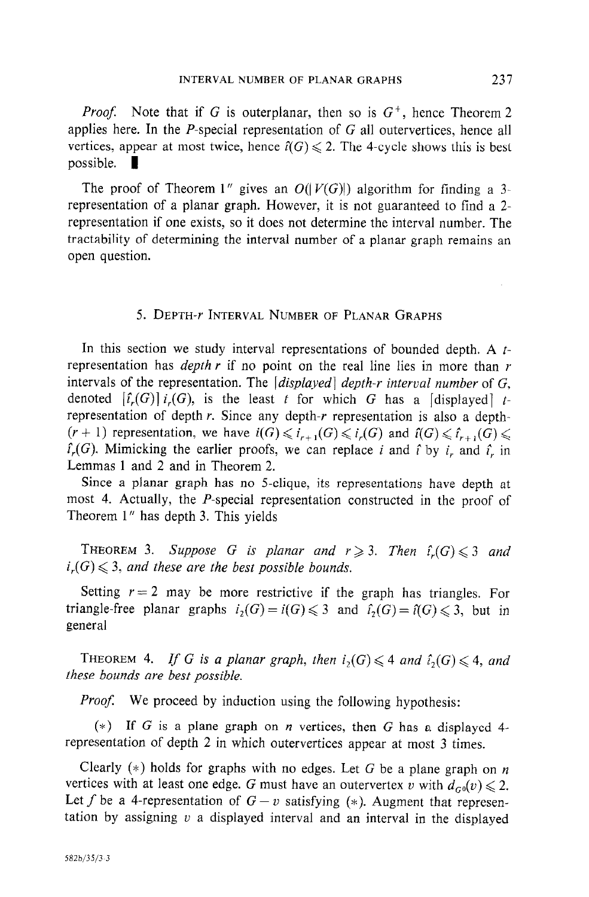*Proof.* Note that if $G$ is outerplanar, then so is $G^+$, hence Theorem 2 applies here. In the $P$-special representation of $G$ all outervertices, hence all vertices, appear at most twice, hence $\hat{\imath}(G) \leqslant 2$. The 4-cycle shows this is best possible. ∎

The proof of Theorem 1″ gives an $O(|V(G)|)$ algorithm for finding a 3-representation of a planar graph. However, it is not guaranteed to find a 2-representation if one exists, so it does not determine the interval number. The tractability of determining the interval number of a planar graph remains an open question.

## 5. Depth-$r$ Interval Number of Planar Graphs

In this section we study interval representations of bounded depth. A $t$-representation has *depth* $r$ if no point on the real line lies in more than $r$ intervals of the representation. The [*displayed*] *depth-$r$ interval number* of $G$, denoted [$\hat{\imath}_r(G)$] $i_r(G)$, is the least $t$ for which $G$ has a [displayed] $t$-representation of depth $r$. Since any depth-$r$ representation is also a depth-$(r+1)$ representation, we have $i(G) \leqslant i_{r+1}(G) \leqslant i_r(G)$ and $\hat{\imath}(G) \leqslant \hat{\imath}_{r+1}(G) \leqslant \hat{\imath}_r(G)$. Mimicking the earlier proofs, we can replace $i$ and $\hat{\imath}$ by $i_r$ and $\hat{\imath}_r$ in Lemmas 1 and 2 and in Theorem 2.

Since a planar graph has no 5-clique, its representations have depth at most 4. Actually, the $P$-special representation constructed in the proof of Theorem 1″ has depth 3. This yields

Theorem 3. *Suppose $G$ is planar and $r \geqslant 3$. Then $\hat{\imath}_r(G) \leqslant 3$ and $i_r(G) \leqslant 3$, and these are the best possible bounds.*

Setting $r = 2$ may be more restrictive if the graph has triangles. For triangle-free planar graphs $i_2(G) = i(G) \leqslant 3$ and $\hat{\imath}_2(G) = \hat{\imath}(G) \leqslant 3$, but in general

Theorem 4. *If $G$ is a planar graph, then $i_2(G) \leqslant 4$ and $\hat{\imath}_2(G) \leqslant 4$, and these bounds are best possible.*

*Proof.* We proceed by induction using the following hypothesis:

(*) If $G$ is a plane graph on $n$ vertices, then $G$ has a displayed 4-representation of depth 2 in which outervertices appear at most 3 times.

Clearly (*) holds for graphs with no edges. Let $G$ be a plane graph on $n$ vertices with at least one edge. $G$ must have an outervertex $v$ with $d_{G0}(v) \leqslant 2$. Let $f$ be a 4-representation of $G - v$ satisfying (*). Augment that representation by assigning $v$ a displayed interval and an interval in the displayed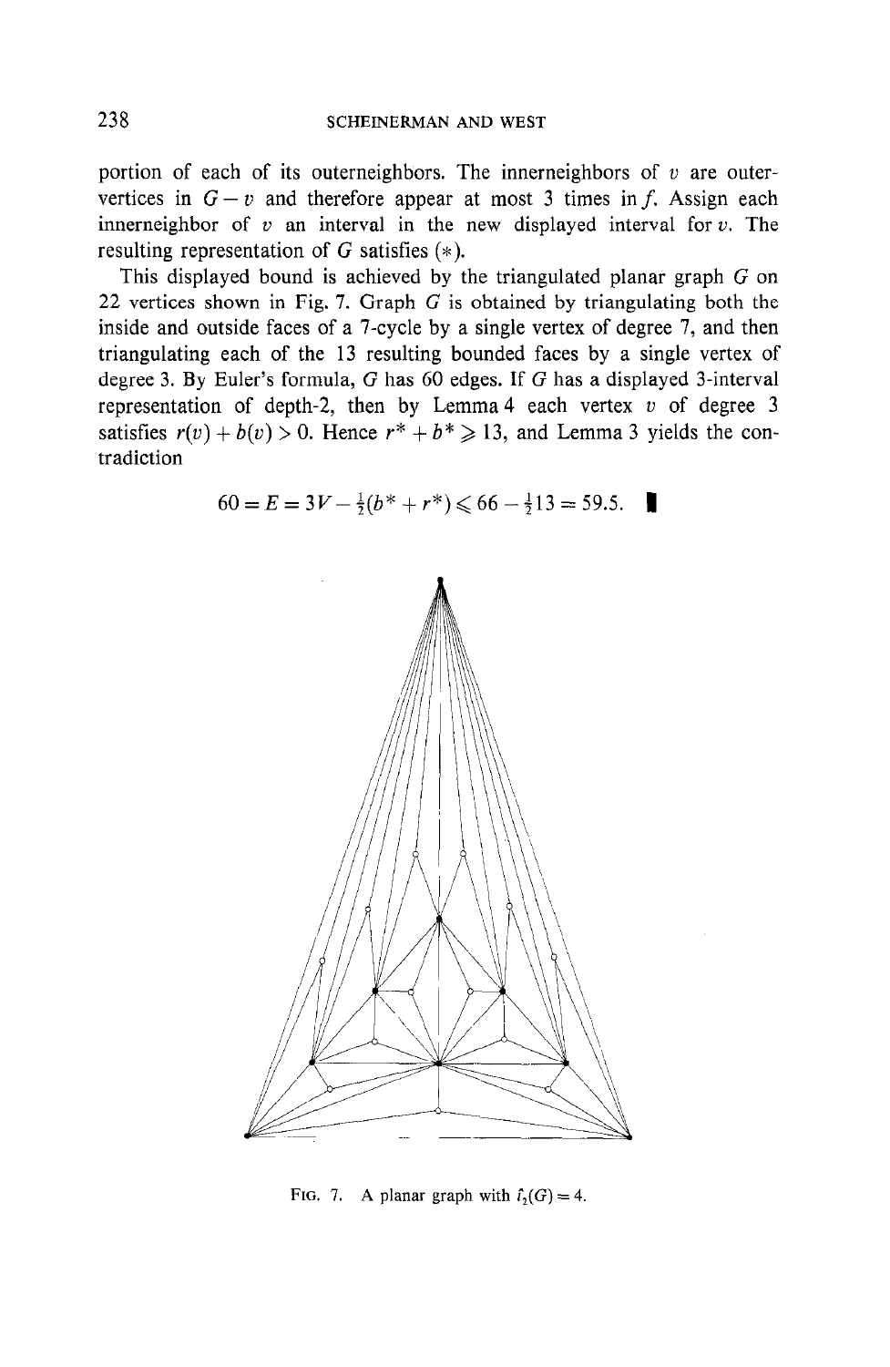portion of each of its outerneighbors. The innerneighbors of $v$ are outervertices in $G - v$ and therefore appear at most 3 times in $f$. Assign each innerneighbor of $v$ an interval in the new displayed interval for $v$. The resulting representation of $G$ satisfies (*).

This displayed bound is achieved by the triangulated planar graph $G$ on 22 vertices shown in Fig. 7. Graph $G$ is obtained by triangulating both the inside and outside faces of a 7-cycle by a single vertex of degree 7, and then triangulating each of the 13 resulting bounded faces by a single vertex of degree 3. By Euler's formula, $G$ has 60 edges. If $G$ has a displayed 3-interval representation of depth-2, then by Lemma 4 each vertex $v$ of degree 3 satisfies $r(v) + b(v) > 0$. Hence $r^* + b^* \geqslant 13$, and Lemma 3 yields the contradiction

$$60 = E = 3V - \tfrac{1}{2}(b^* + r^*) \leqslant 66 - \tfrac{1}{2}13 = 59.5. \quad \blacksquare$$

FIG. 7. A planar graph with $\hat{t}_2(G) = 4$.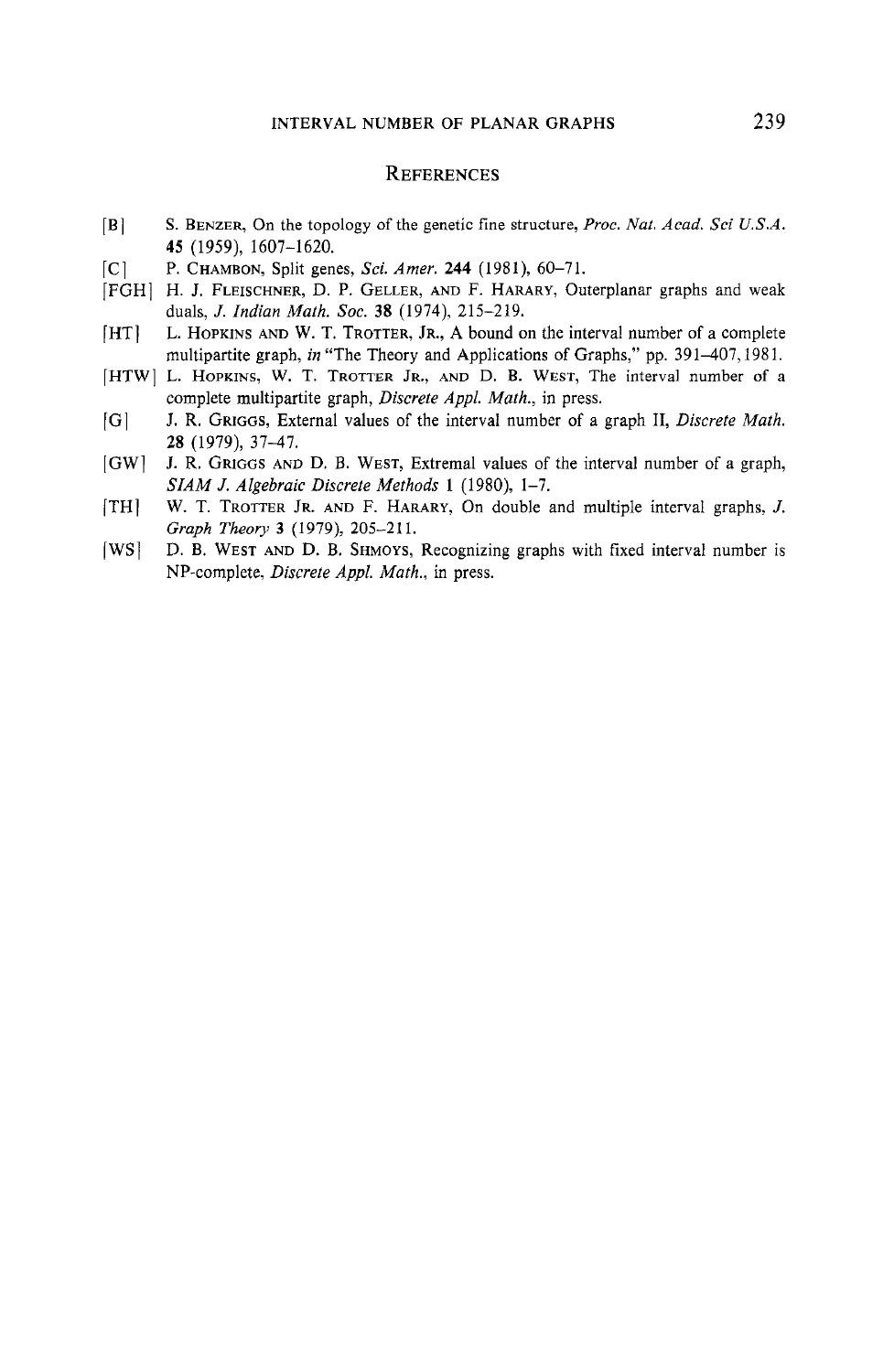## References

[B] S. Benzer, On the topology of the genetic fine structure, *Proc. Nat. Acad. Sci U.S.A.* **45** (1959), 1607–1620.

[C] P. Chambon, Split genes, *Sci. Amer.* **244** (1981), 60–71.

[FGH] H. J. Fleischner, D. P. Geller, and F. Harary, Outerplanar graphs and weak duals, *J. Indian Math. Soc.* **38** (1974), 215–219.

[HT] L. Hopkins and W. T. Trotter, Jr., A bound on the interval number of a complete multipartite graph, *in* "The Theory and Applications of Graphs," pp. 391–407, 1981.

[HTW] L. Hopkins, W. T. Trotter Jr., and D. B. West, The interval number of a complete multipartite graph, *Discrete Appl. Math.*, in press.

[G] J. R. Griggs, External values of the interval number of a graph II, *Discrete Math.* **28** (1979), 37–47.

[GW] J. R. Griggs and D. B. West, Extremal values of the interval number of a graph, *SIAM J. Algebraic Discrete Methods* **1** (1980), 1–7.

[TH] W. T. Trotter Jr. and F. Harary, On double and multiple interval graphs, *J. Graph Theory* **3** (1979), 205–211.

[WS] D. B. West and D. B. Shmoys, Recognizing graphs with fixed interval number is NP-complete, *Discrete Appl. Math.*, in press.